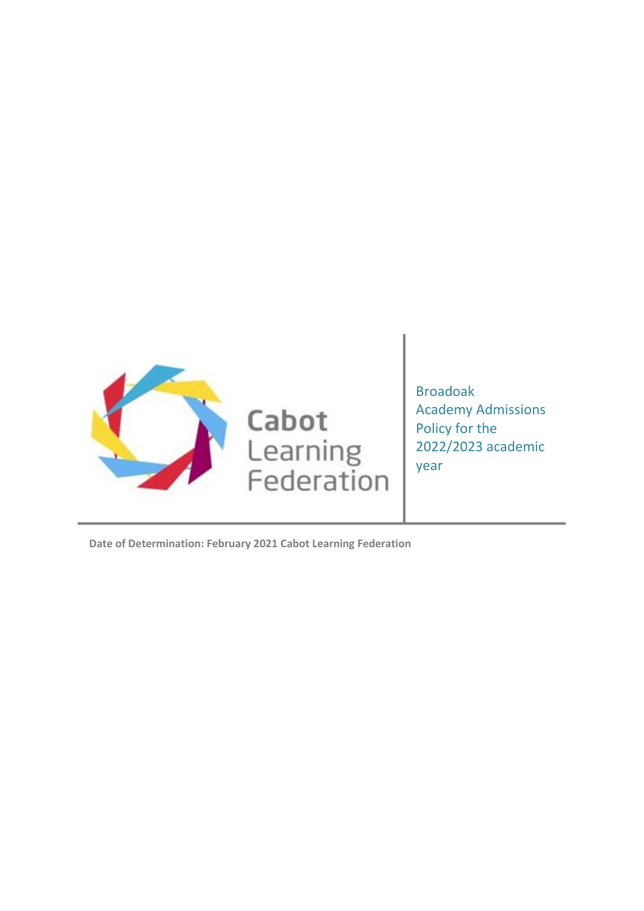Cabot Learning Federation

# Broadoak Academy Admissions Policy for the 2022/2023 academic year

**Date of Determination: February 2021 Cabot Learning Federation**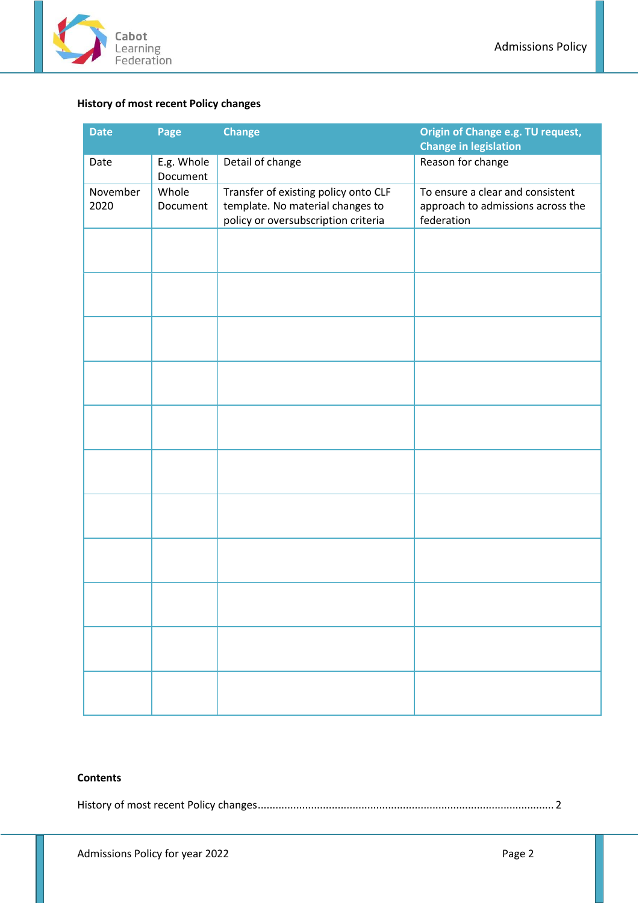**History of most recent Policy changes**

| Date | Page | Change | Origin of Change e.g. TU request, Change in legislation |
|---|---|---|---|
| Date | E.g. Whole Document | Detail of change | Reason for change |
| November 2020 | Whole Document | Transfer of existing policy onto CLF template. No material changes to policy or oversubscription criteria | To ensure a clear and consistent approach to admissions across the federation |
| | | | |
| | | | |
| | | | |
| | | | |
| | | | |
| | | | |
| | | | |
| | | | |
| | | | |
| | | | |
| | | | |

**Contents**

History of most recent Policy changes.................................................................................................. 2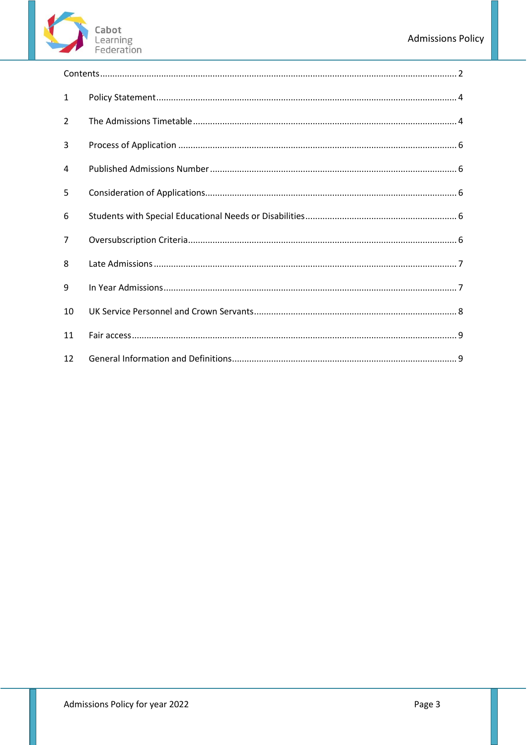Contents ........................................................................................................................................ 2

1 Policy Statement ......................................................................................................................... 4

2 The Admissions Timetable ........................................................................................................... 4

3 Process of Application ................................................................................................................ 6

4 Published Admissions Number .................................................................................................... 6

5 Consideration of Applications ...................................................................................................... 6

6 Students with Special Educational Needs or Disabilities ............................................................. 6

7 Oversubscription Criteria ............................................................................................................ 6

8 Late Admissions .......................................................................................................................... 7

9 In Year Admissions ...................................................................................................................... 7

10 UK Service Personnel and Crown Servants .................................................................................. 8

11 Fair access ................................................................................................................................... 9

12 General Information and Definitions ........................................................................................... 9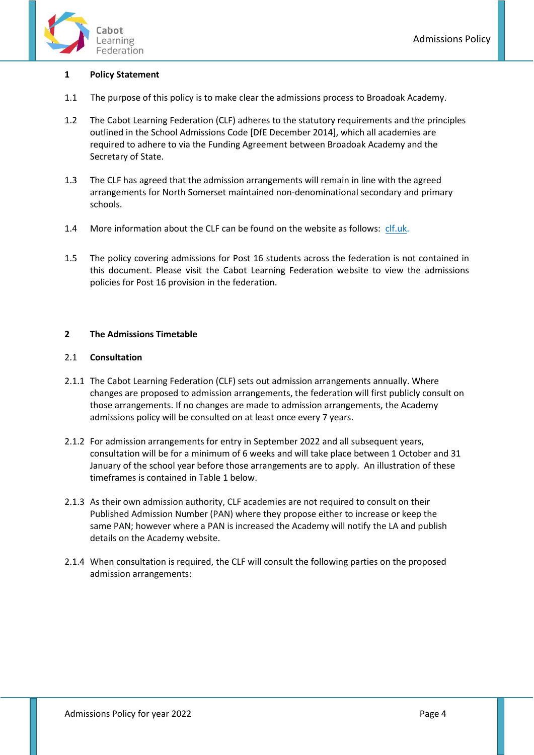## 1 Policy Statement

1.1 The purpose of this policy is to make clear the admissions process to Broadoak Academy.

1.2 The Cabot Learning Federation (CLF) adheres to the statutory requirements and the principles outlined in the School Admissions Code [DfE December 2014], which all academies are required to adhere to via the Funding Agreement between Broadoak Academy and the Secretary of State.

1.3 The CLF has agreed that the admission arrangements will remain in line with the agreed arrangements for North Somerset maintained non-denominational secondary and primary schools.

1.4 More information about the CLF can be found on the website as follows: clf.uk.

1.5 The policy covering admissions for Post 16 students across the federation is not contained in this document. Please visit the Cabot Learning Federation website to view the admissions policies for Post 16 provision in the federation.

## 2 The Admissions Timetable

### 2.1 Consultation

2.1.1 The Cabot Learning Federation (CLF) sets out admission arrangements annually. Where changes are proposed to admission arrangements, the federation will first publicly consult on those arrangements. If no changes are made to admission arrangements, the Academy admissions policy will be consulted on at least once every 7 years.

2.1.2 For admission arrangements for entry in September 2022 and all subsequent years, consultation will be for a minimum of 6 weeks and will take place between 1 October and 31 January of the school year before those arrangements are to apply. An illustration of these timeframes is contained in Table 1 below.

2.1.3 As their own admission authority, CLF academies are not required to consult on their Published Admission Number (PAN) where they propose either to increase or keep the same PAN; however where a PAN is increased the Academy will notify the LA and publish details on the Academy website.

2.1.4 When consultation is required, the CLF will consult the following parties on the proposed admission arrangements: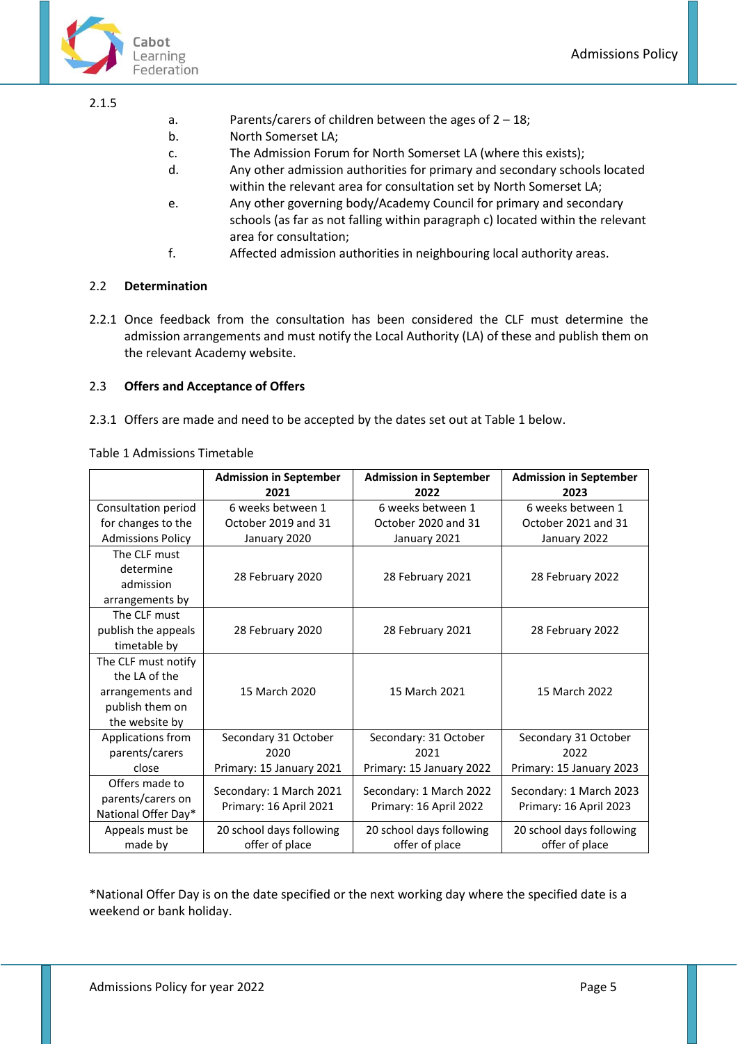2.1.5

a. Parents/carers of children between the ages of 2 – 18;
b. North Somerset LA;
c. The Admission Forum for North Somerset LA (where this exists);
d. Any other admission authorities for primary and secondary schools located within the relevant area for consultation set by North Somerset LA;
e. Any other governing body/Academy Council for primary and secondary schools (as far as not falling within paragraph c) located within the relevant area for consultation;
f. Affected admission authorities in neighbouring local authority areas.

## 2.2 Determination

2.2.1 Once feedback from the consultation has been considered the CLF must determine the admission arrangements and must notify the Local Authority (LA) of these and publish them on the relevant Academy website.

## 2.3 Offers and Acceptance of Offers

2.3.1 Offers are made and need to be accepted by the dates set out at Table 1 below.

Table 1 Admissions Timetable

| | **Admission in September 2021** | **Admission in September 2022** | **Admission in September 2023** |
|---|---|---|---|
| Consultation period for changes to the Admissions Policy | 6 weeks between 1 October 2019 and 31 January 2020 | 6 weeks between 1 October 2020 and 31 January 2021 | 6 weeks between 1 October 2021 and 31 January 2022 |
| The CLF must determine admission arrangements by | 28 February 2020 | 28 February 2021 | 28 February 2022 |
| The CLF must publish the appeals timetable by | 28 February 2020 | 28 February 2021 | 28 February 2022 |
| The CLF must notify the LA of the arrangements and publish them on the website by | 15 March 2020 | 15 March 2021 | 15 March 2022 |
| Applications from parents/carers close | Secondary 31 October 2020<br>Primary: 15 January 2021 | Secondary: 31 October 2021<br>Primary: 15 January 2022 | Secondary 31 October 2022<br>Primary: 15 January 2023 |
| Offers made to parents/carers on National Offer Day* | Secondary: 1 March 2021<br>Primary: 16 April 2021 | Secondary: 1 March 2022<br>Primary: 16 April 2022 | Secondary: 1 March 2023<br>Primary: 16 April 2023 |
| Appeals must be made by | 20 school days following offer of place | 20 school days following offer of place | 20 school days following offer of place |

*National Offer Day is on the date specified or the next working day where the specified date is a weekend or bank holiday.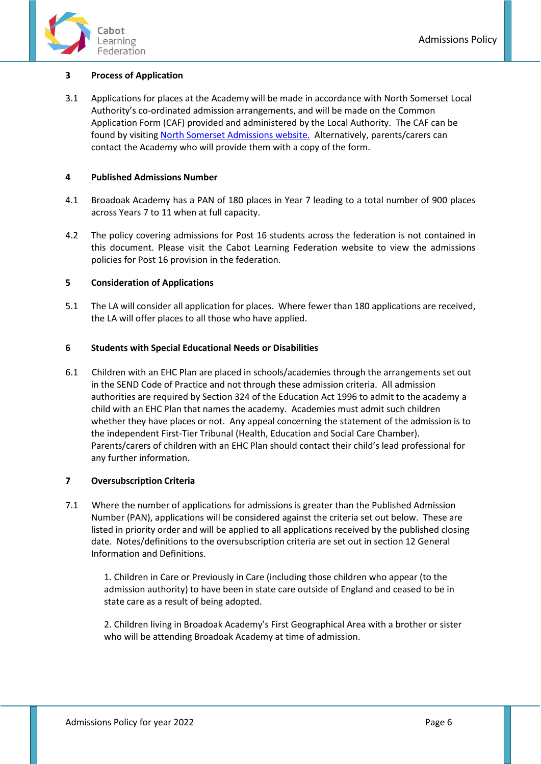## 3 Process of Application

3.1 Applications for places at the Academy will be made in accordance with North Somerset Local Authority's co-ordinated admission arrangements, and will be made on the Common Application Form (CAF) provided and administered by the Local Authority. The CAF can be found by visiting North Somerset Admissions website. Alternatively, parents/carers can contact the Academy who will provide them with a copy of the form.

## 4 Published Admissions Number

4.1 Broadoak Academy has a PAN of 180 places in Year 7 leading to a total number of 900 places across Years 7 to 11 when at full capacity.

4.2 The policy covering admissions for Post 16 students across the federation is not contained in this document. Please visit the Cabot Learning Federation website to view the admissions policies for Post 16 provision in the federation.

## 5 Consideration of Applications

5.1 The LA will consider all application for places. Where fewer than 180 applications are received, the LA will offer places to all those who have applied.

## 6 Students with Special Educational Needs or Disabilities

6.1 Children with an EHC Plan are placed in schools/academies through the arrangements set out in the SEND Code of Practice and not through these admission criteria. All admission authorities are required by Section 324 of the Education Act 1996 to admit to the academy a child with an EHC Plan that names the academy. Academies must admit such children whether they have places or not. Any appeal concerning the statement of the admission is to the independent First-Tier Tribunal (Health, Education and Social Care Chamber). Parents/carers of children with an EHC Plan should contact their child's lead professional for any further information.

## 7 Oversubscription Criteria

7.1 Where the number of applications for admissions is greater than the Published Admission Number (PAN), applications will be considered against the criteria set out below. These are listed in priority order and will be applied to all applications received by the published closing date. Notes/definitions to the oversubscription criteria are set out in section 12 General Information and Definitions.

1. Children in Care or Previously in Care (including those children who appear (to the admission authority) to have been in state care outside of England and ceased to be in state care as a result of being adopted.

2. Children living in Broadoak Academy's First Geographical Area with a brother or sister who will be attending Broadoak Academy at time of admission.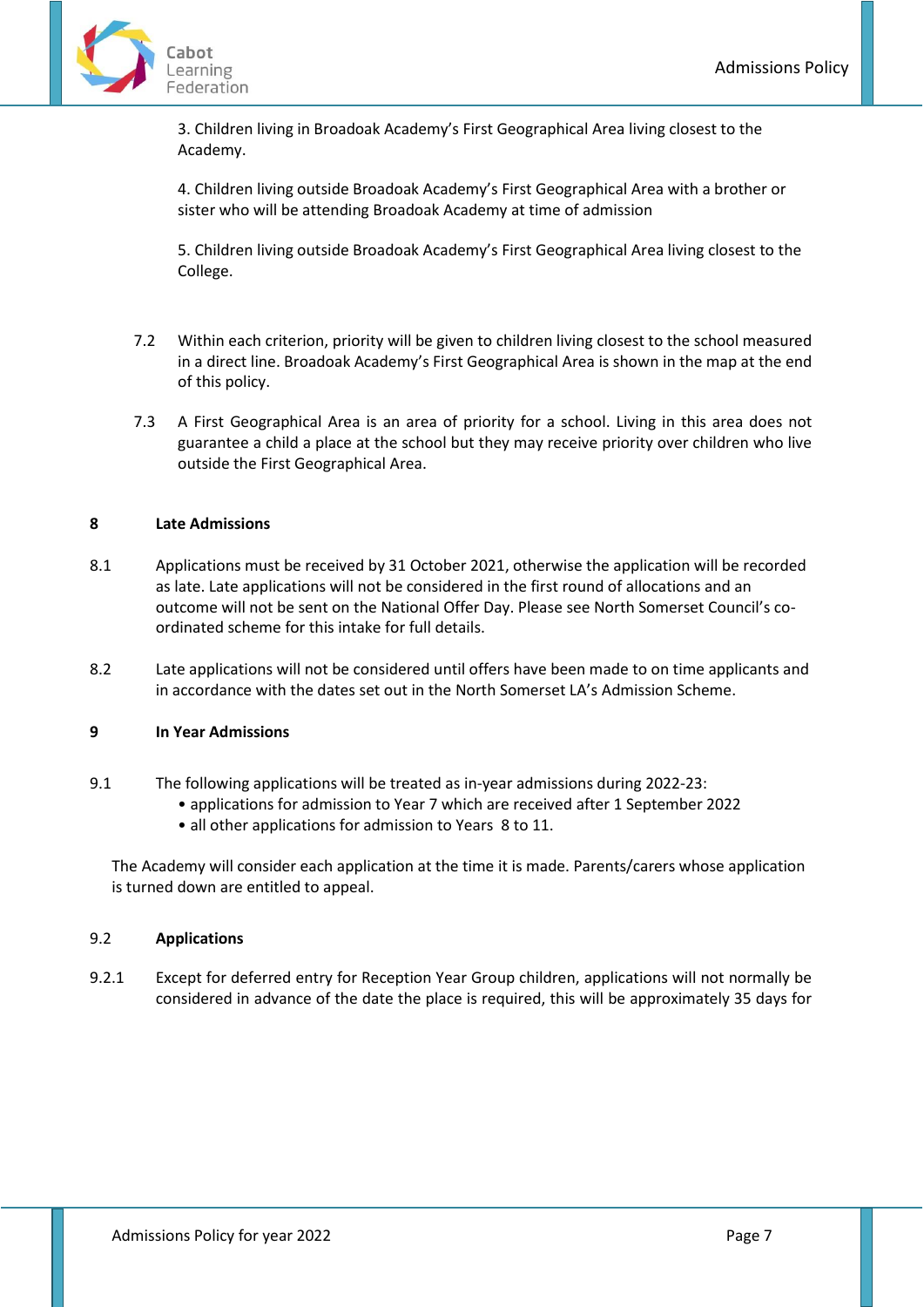3. Children living in Broadoak Academy's First Geographical Area living closest to the Academy.

4. Children living outside Broadoak Academy's First Geographical Area with a brother or sister who will be attending Broadoak Academy at time of admission

5. Children living outside Broadoak Academy's First Geographical Area living closest to the College.

7.2 Within each criterion, priority will be given to children living closest to the school measured in a direct line. Broadoak Academy's First Geographical Area is shown in the map at the end of this policy.

7.3 A First Geographical Area is an area of priority for a school. Living in this area does not guarantee a child a place at the school but they may receive priority over children who live outside the First Geographical Area.

## 8 Late Admissions

8.1 Applications must be received by 31 October 2021, otherwise the application will be recorded as late. Late applications will not be considered in the first round of allocations and an outcome will not be sent on the National Offer Day. Please see North Somerset Council's co-ordinated scheme for this intake for full details.

8.2 Late applications will not be considered until offers have been made to on time applicants and in accordance with the dates set out in the North Somerset LA's Admission Scheme.

## 9 In Year Admissions

9.1 The following applications will be treated as in-year admissions during 2022-23:

- applications for admission to Year 7 which are received after 1 September 2022
- all other applications for admission to Years 8 to 11.

The Academy will consider each application at the time it is made. Parents/carers whose application is turned down are entitled to appeal.

### 9.2 Applications

9.2.1 Except for deferred entry for Reception Year Group children, applications will not normally be considered in advance of the date the place is required, this will be approximately 35 days for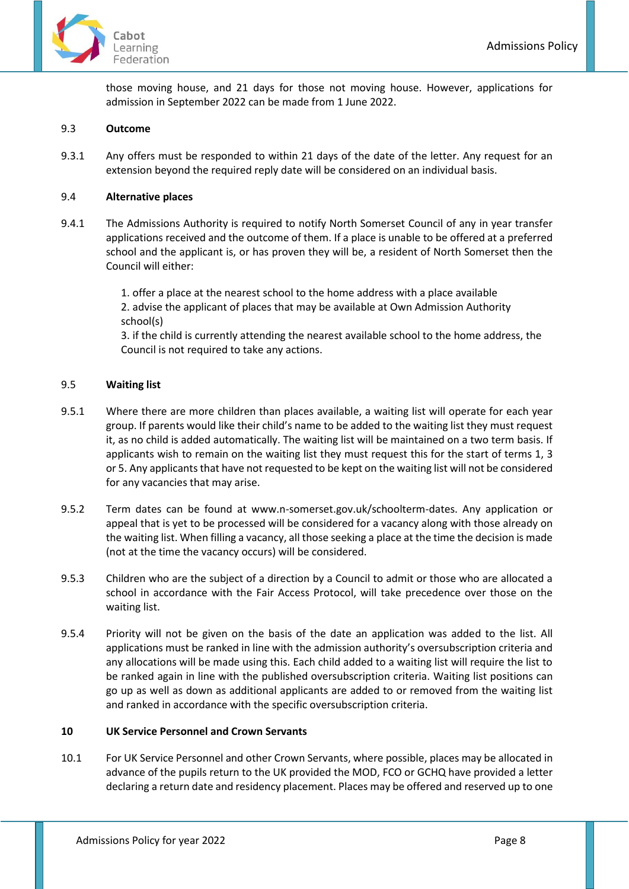those moving house, and 21 days for those not moving house. However, applications for admission in September 2022 can be made from 1 June 2022.

### 9.3 Outcome

9.3.1 Any offers must be responded to within 21 days of the date of the letter. Any request for an extension beyond the required reply date will be considered on an individual basis.

### 9.4 Alternative places

9.4.1 The Admissions Authority is required to notify North Somerset Council of any in year transfer applications received and the outcome of them. If a place is unable to be offered at a preferred school and the applicant is, or has proven they will be, a resident of North Somerset then the Council will either:

1. offer a place at the nearest school to the home address with a place available
2. advise the applicant of places that may be available at Own Admission Authority school(s)
3. if the child is currently attending the nearest available school to the home address, the Council is not required to take any actions.

### 9.5 Waiting list

9.5.1 Where there are more children than places available, a waiting list will operate for each year group. If parents would like their child's name to be added to the waiting list they must request it, as no child is added automatically. The waiting list will be maintained on a two term basis. If applicants wish to remain on the waiting list they must request this for the start of terms 1, 3 or 5. Any applicants that have not requested to be kept on the waiting list will not be considered for any vacancies that may arise.

9.5.2 Term dates can be found at www.n-somerset.gov.uk/schoolterm-dates. Any application or appeal that is yet to be processed will be considered for a vacancy along with those already on the waiting list. When filling a vacancy, all those seeking a place at the time the decision is made (not at the time the vacancy occurs) will be considered.

9.5.3 Children who are the subject of a direction by a Council to admit or those who are allocated a school in accordance with the Fair Access Protocol, will take precedence over those on the waiting list.

9.5.4 Priority will not be given on the basis of the date an application was added to the list. All applications must be ranked in line with the admission authority's oversubscription criteria and any allocations will be made using this. Each child added to a waiting list will require the list to be ranked again in line with the published oversubscription criteria. Waiting list positions can go up as well as down as additional applicants are added to or removed from the waiting list and ranked in accordance with the specific oversubscription criteria.

## 10 UK Service Personnel and Crown Servants

10.1 For UK Service Personnel and other Crown Servants, where possible, places may be allocated in advance of the pupils return to the UK provided the MOD, FCO or GCHQ have provided a letter declaring a return date and residency placement. Places may be offered and reserved up to one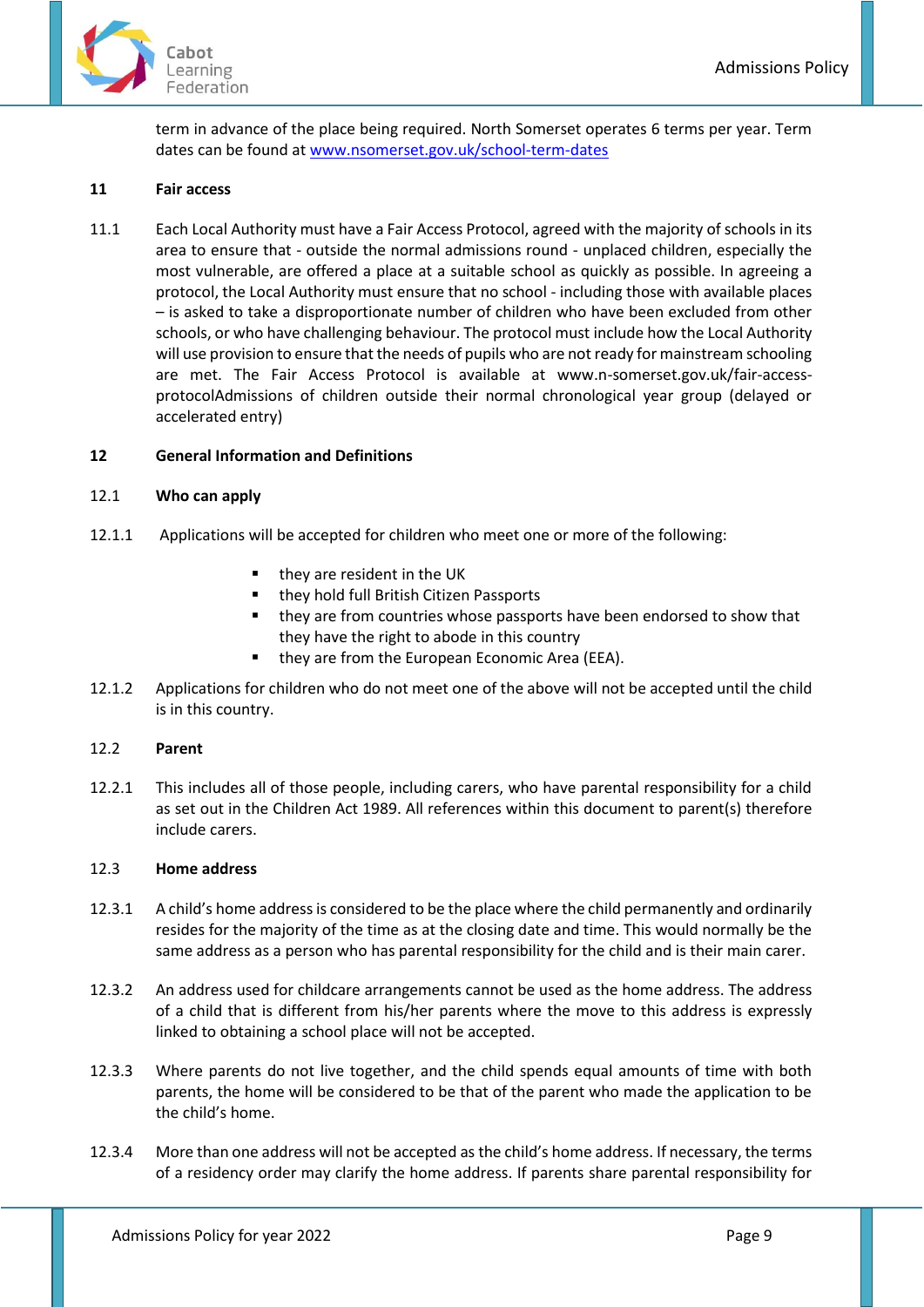term in advance of the place being required. North Somerset operates 6 terms per year. Term dates can be found at [www.nsomerset.gov.uk/school-term-dates](www.nsomerset.gov.uk/school-term-dates)

## 11 Fair access

11.1 Each Local Authority must have a Fair Access Protocol, agreed with the majority of schools in its area to ensure that - outside the normal admissions round - unplaced children, especially the most vulnerable, are offered a place at a suitable school as quickly as possible. In agreeing a protocol, the Local Authority must ensure that no school - including those with available places – is asked to take a disproportionate number of children who have been excluded from other schools, or who have challenging behaviour. The protocol must include how the Local Authority will use provision to ensure that the needs of pupils who are not ready for mainstream schooling are met. The Fair Access Protocol is available at www.n-somerset.gov.uk/fair-access-protocolAdmissions of children outside their normal chronological year group (delayed or accelerated entry)

## 12 General Information and Definitions

### 12.1 Who can apply

12.1.1 Applications will be accepted for children who meet one or more of the following:

- they are resident in the UK
- they hold full British Citizen Passports
- they are from countries whose passports have been endorsed to show that they have the right to abode in this country
- they are from the European Economic Area (EEA).

12.1.2 Applications for children who do not meet one of the above will not be accepted until the child is in this country.

### 12.2 Parent

12.2.1 This includes all of those people, including carers, who have parental responsibility for a child as set out in the Children Act 1989. All references within this document to parent(s) therefore include carers.

### 12.3 Home address

12.3.1 A child's home address is considered to be the place where the child permanently and ordinarily resides for the majority of the time as at the closing date and time. This would normally be the same address as a person who has parental responsibility for the child and is their main carer.

12.3.2 An address used for childcare arrangements cannot be used as the home address. The address of a child that is different from his/her parents where the move to this address is expressly linked to obtaining a school place will not be accepted.

12.3.3 Where parents do not live together, and the child spends equal amounts of time with both parents, the home will be considered to be that of the parent who made the application to be the child's home.

12.3.4 More than one address will not be accepted as the child's home address. If necessary, the terms of a residency order may clarify the home address. If parents share parental responsibility for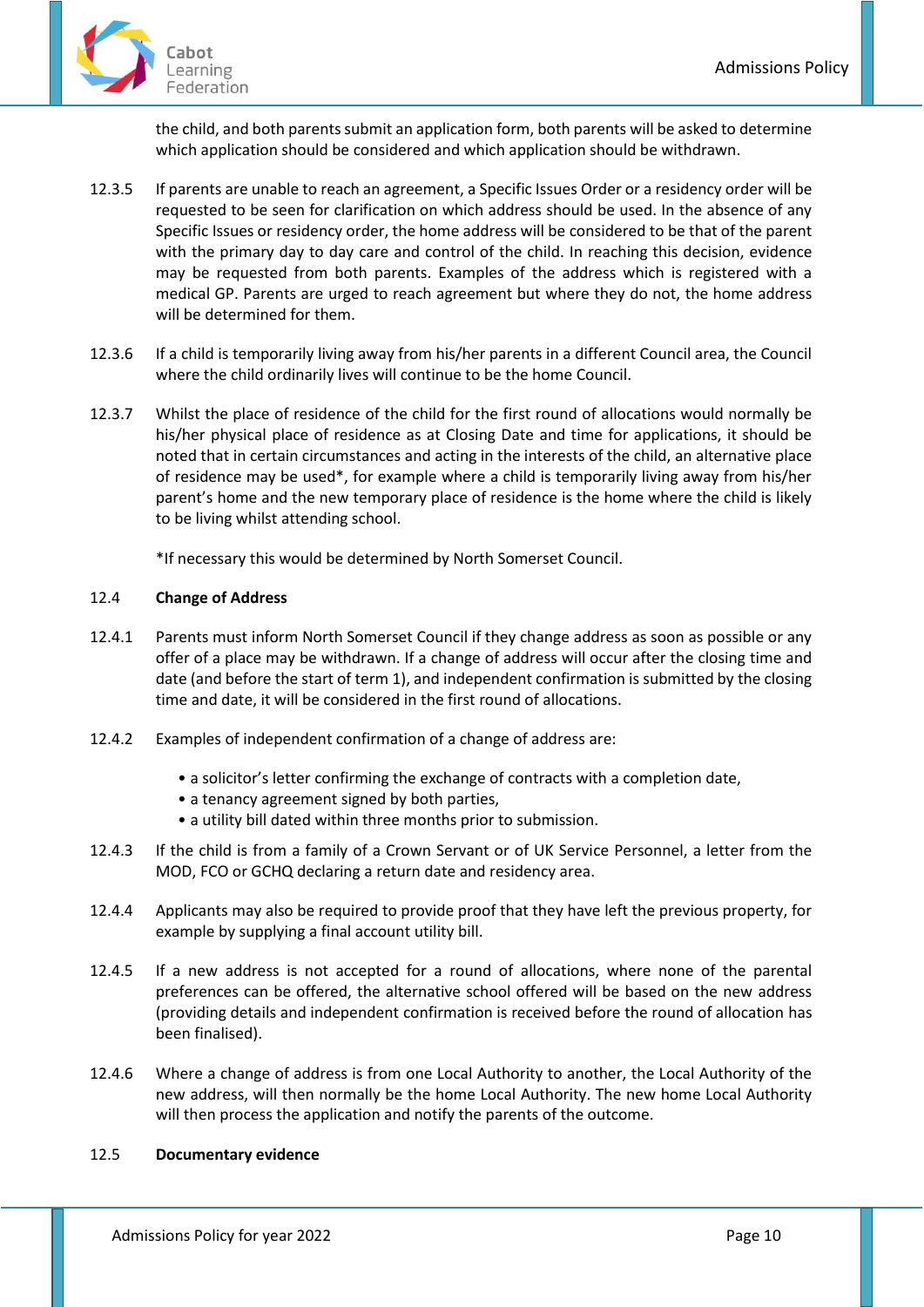the child, and both parents submit an application form, both parents will be asked to determine which application should be considered and which application should be withdrawn.

12.3.5 If parents are unable to reach an agreement, a Specific Issues Order or a residency order will be requested to be seen for clarification on which address should be used. In the absence of any Specific Issues or residency order, the home address will be considered to be that of the parent with the primary day to day care and control of the child. In reaching this decision, evidence may be requested from both parents. Examples of the address which is registered with a medical GP. Parents are urged to reach agreement but where they do not, the home address will be determined for them.

12.3.6 If a child is temporarily living away from his/her parents in a different Council area, the Council where the child ordinarily lives will continue to be the home Council.

12.3.7 Whilst the place of residence of the child for the first round of allocations would normally be his/her physical place of residence as at Closing Date and time for applications, it should be noted that in certain circumstances and acting in the interests of the child, an alternative place of residence may be used*, for example where a child is temporarily living away from his/her parent's home and the new temporary place of residence is the home where the child is likely to be living whilst attending school.

*If necessary this would be determined by North Somerset Council.

12.4 **Change of Address**

12.4.1 Parents must inform North Somerset Council if they change address as soon as possible or any offer of a place may be withdrawn. If a change of address will occur after the closing time and date (and before the start of term 1), and independent confirmation is submitted by the closing time and date, it will be considered in the first round of allocations.

12.4.2 Examples of independent confirmation of a change of address are:

- a solicitor's letter confirming the exchange of contracts with a completion date,
- a tenancy agreement signed by both parties,
- a utility bill dated within three months prior to submission.

12.4.3 If the child is from a family of a Crown Servant or of UK Service Personnel, a letter from the MOD, FCO or GCHQ declaring a return date and residency area.

12.4.4 Applicants may also be required to provide proof that they have left the previous property, for example by supplying a final account utility bill.

12.4.5 If a new address is not accepted for a round of allocations, where none of the parental preferences can be offered, the alternative school offered will be based on the new address (providing details and independent confirmation is received before the round of allocation has been finalised).

12.4.6 Where a change of address is from one Local Authority to another, the Local Authority of the new address, will then normally be the home Local Authority. The new home Local Authority will then process the application and notify the parents of the outcome.

12.5 **Documentary evidence**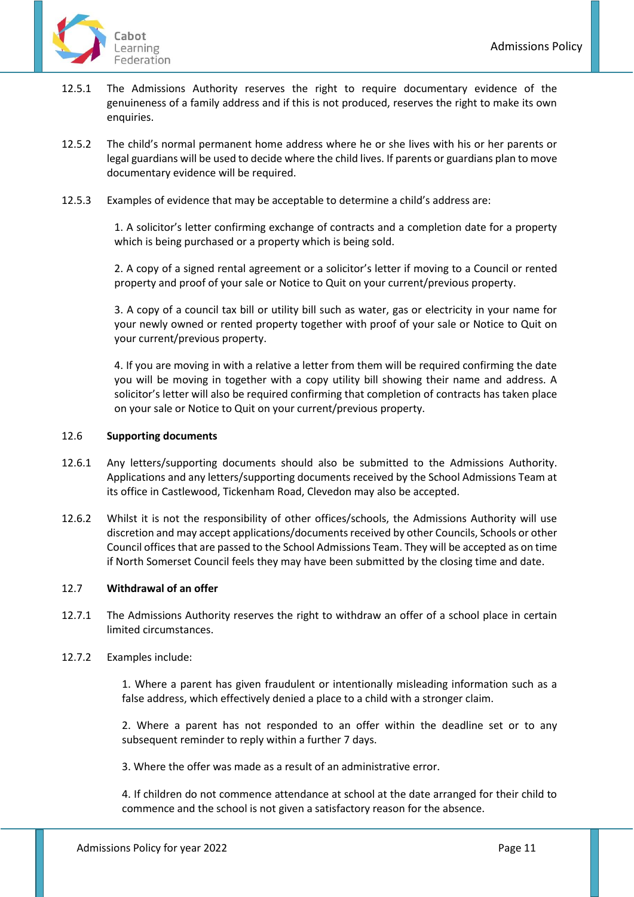12.5.1 The Admissions Authority reserves the right to require documentary evidence of the genuineness of a family address and if this is not produced, reserves the right to make its own enquiries.

12.5.2 The child's normal permanent home address where he or she lives with his or her parents or legal guardians will be used to decide where the child lives. If parents or guardians plan to move documentary evidence will be required.

12.5.3 Examples of evidence that may be acceptable to determine a child's address are:

1. A solicitor's letter confirming exchange of contracts and a completion date for a property which is being purchased or a property which is being sold.

2. A copy of a signed rental agreement or a solicitor's letter if moving to a Council or rented property and proof of your sale or Notice to Quit on your current/previous property.

3. A copy of a council tax bill or utility bill such as water, gas or electricity in your name for your newly owned or rented property together with proof of your sale or Notice to Quit on your current/previous property.

4. If you are moving in with a relative a letter from them will be required confirming the date you will be moving in together with a copy utility bill showing their name and address. A solicitor's letter will also be required confirming that completion of contracts has taken place on your sale or Notice to Quit on your current/previous property.

### 12.6 Supporting documents

12.6.1 Any letters/supporting documents should also be submitted to the Admissions Authority. Applications and any letters/supporting documents received by the School Admissions Team at its office in Castlewood, Tickenham Road, Clevedon may also be accepted.

12.6.2 Whilst it is not the responsibility of other offices/schools, the Admissions Authority will use discretion and may accept applications/documents received by other Councils, Schools or other Council offices that are passed to the School Admissions Team. They will be accepted as on time if North Somerset Council feels they may have been submitted by the closing time and date.

### 12.7 Withdrawal of an offer

12.7.1 The Admissions Authority reserves the right to withdraw an offer of a school place in certain limited circumstances.

12.7.2 Examples include:

1. Where a parent has given fraudulent or intentionally misleading information such as a false address, which effectively denied a place to a child with a stronger claim.

2. Where a parent has not responded to an offer within the deadline set or to any subsequent reminder to reply within a further 7 days.

3. Where the offer was made as a result of an administrative error.

4. If children do not commence attendance at school at the date arranged for their child to commence and the school is not given a satisfactory reason for the absence.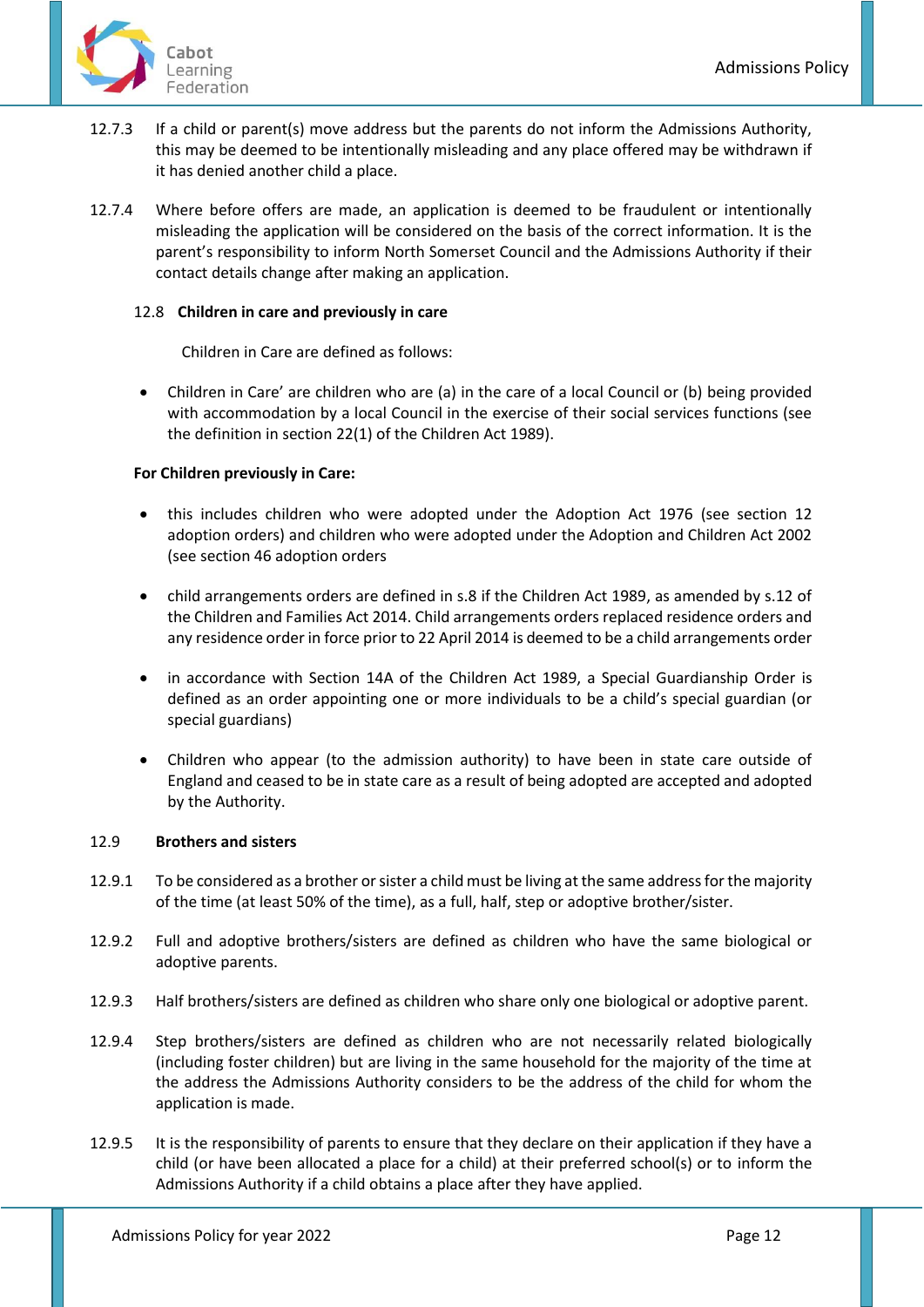12.7.3 If a child or parent(s) move address but the parents do not inform the Admissions Authority, this may be deemed to be intentionally misleading and any place offered may be withdrawn if it has denied another child a place.

12.7.4 Where before offers are made, an application is deemed to be fraudulent or intentionally misleading the application will be considered on the basis of the correct information. It is the parent's responsibility to inform North Somerset Council and the Admissions Authority if their contact details change after making an application.

### 12.8 Children in care and previously in care

Children in Care are defined as follows:

- Children in Care' are children who are (a) in the care of a local Council or (b) being provided with accommodation by a local Council in the exercise of their social services functions (see the definition in section 22(1) of the Children Act 1989).

**For Children previously in Care:**

- this includes children who were adopted under the Adoption Act 1976 (see section 12 adoption orders) and children who were adopted under the Adoption and Children Act 2002 (see section 46 adoption orders
- child arrangements orders are defined in s.8 if the Children Act 1989, as amended by s.12 of the Children and Families Act 2014. Child arrangements orders replaced residence orders and any residence order in force prior to 22 April 2014 is deemed to be a child arrangements order
- in accordance with Section 14A of the Children Act 1989, a Special Guardianship Order is defined as an order appointing one or more individuals to be a child's special guardian (or special guardians)
- Children who appear (to the admission authority) to have been in state care outside of England and ceased to be in state care as a result of being adopted are accepted and adopted by the Authority.

### 12.9 Brothers and sisters

12.9.1 To be considered as a brother or sister a child must be living at the same address for the majority of the time (at least 50% of the time), as a full, half, step or adoptive brother/sister.

12.9.2 Full and adoptive brothers/sisters are defined as children who have the same biological or adoptive parents.

12.9.3 Half brothers/sisters are defined as children who share only one biological or adoptive parent.

12.9.4 Step brothers/sisters are defined as children who are not necessarily related biologically (including foster children) but are living in the same household for the majority of the time at the address the Admissions Authority considers to be the address of the child for whom the application is made.

12.9.5 It is the responsibility of parents to ensure that they declare on their application if they have a child (or have been allocated a place for a child) at their preferred school(s) or to inform the Admissions Authority if a child obtains a place after they have applied.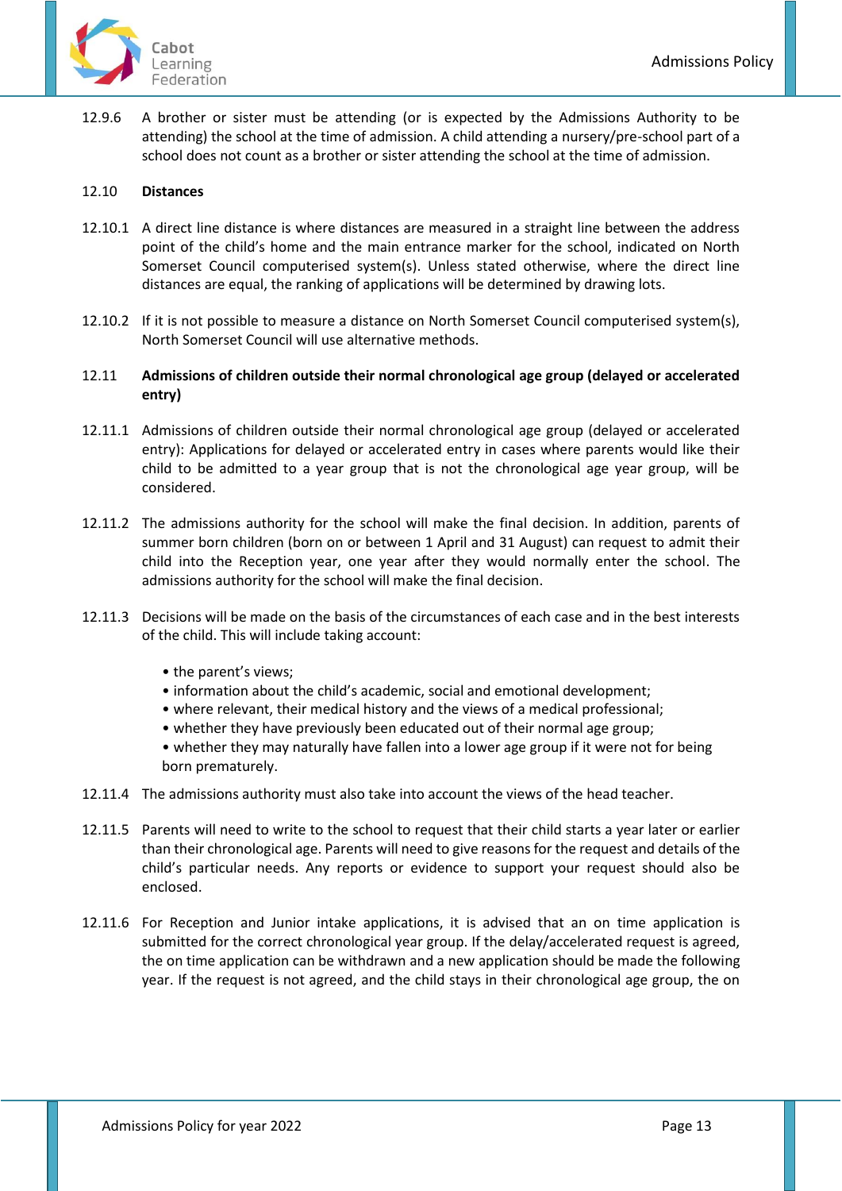12.9.6 A brother or sister must be attending (or is expected by the Admissions Authority to be attending) the school at the time of admission. A child attending a nursery/pre-school part of a school does not count as a brother or sister attending the school at the time of admission.

**12.10 Distances**

12.10.1 A direct line distance is where distances are measured in a straight line between the address point of the child's home and the main entrance marker for the school, indicated on North Somerset Council computerised system(s). Unless stated otherwise, where the direct line distances are equal, the ranking of applications will be determined by drawing lots.

12.10.2 If it is not possible to measure a distance on North Somerset Council computerised system(s), North Somerset Council will use alternative methods.

**12.11 Admissions of children outside their normal chronological age group (delayed or accelerated entry)**

12.11.1 Admissions of children outside their normal chronological age group (delayed or accelerated entry): Applications for delayed or accelerated entry in cases where parents would like their child to be admitted to a year group that is not the chronological age year group, will be considered.

12.11.2 The admissions authority for the school will make the final decision. In addition, parents of summer born children (born on or between 1 April and 31 August) can request to admit their child into the Reception year, one year after they would normally enter the school. The admissions authority for the school will make the final decision.

12.11.3 Decisions will be made on the basis of the circumstances of each case and in the best interests of the child. This will include taking account:

- the parent's views;
- information about the child's academic, social and emotional development;
- where relevant, their medical history and the views of a medical professional;
- whether they have previously been educated out of their normal age group;
- whether they may naturally have fallen into a lower age group if it were not for being born prematurely.

12.11.4 The admissions authority must also take into account the views of the head teacher.

12.11.5 Parents will need to write to the school to request that their child starts a year later or earlier than their chronological age. Parents will need to give reasons for the request and details of the child's particular needs. Any reports or evidence to support your request should also be enclosed.

12.11.6 For Reception and Junior intake applications, it is advised that an on time application is submitted for the correct chronological year group. If the delay/accelerated request is agreed, the on time application can be withdrawn and a new application should be made the following year. If the request is not agreed, and the child stays in their chronological age group, the on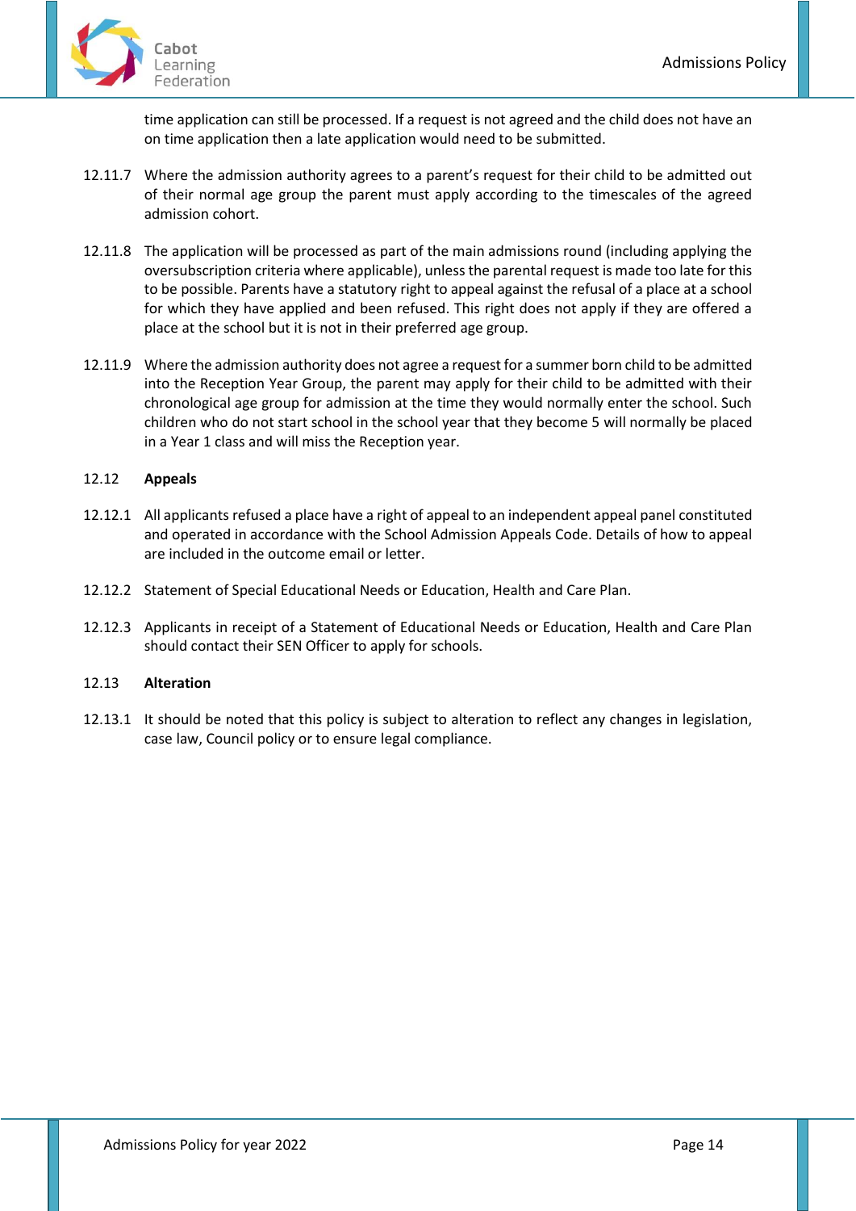time application can still be processed. If a request is not agreed and the child does not have an on time application then a late application would need to be submitted.

12.11.7 Where the admission authority agrees to a parent's request for their child to be admitted out of their normal age group the parent must apply according to the timescales of the agreed admission cohort.

12.11.8 The application will be processed as part of the main admissions round (including applying the oversubscription criteria where applicable), unless the parental request is made too late for this to be possible. Parents have a statutory right to appeal against the refusal of a place at a school for which they have applied and been refused. This right does not apply if they are offered a place at the school but it is not in their preferred age group.

12.11.9 Where the admission authority does not agree a request for a summer born child to be admitted into the Reception Year Group, the parent may apply for their child to be admitted with their chronological age group for admission at the time they would normally enter the school. Such children who do not start school in the school year that they become 5 will normally be placed in a Year 1 class and will miss the Reception year.

## 12.12 Appeals

12.12.1 All applicants refused a place have a right of appeal to an independent appeal panel constituted and operated in accordance with the School Admission Appeals Code. Details of how to appeal are included in the outcome email or letter.

12.12.2 Statement of Special Educational Needs or Education, Health and Care Plan.

12.12.3 Applicants in receipt of a Statement of Educational Needs or Education, Health and Care Plan should contact their SEN Officer to apply for schools.

## 12.13 Alteration

12.13.1 It should be noted that this policy is subject to alteration to reflect any changes in legislation, case law, Council policy or to ensure legal compliance.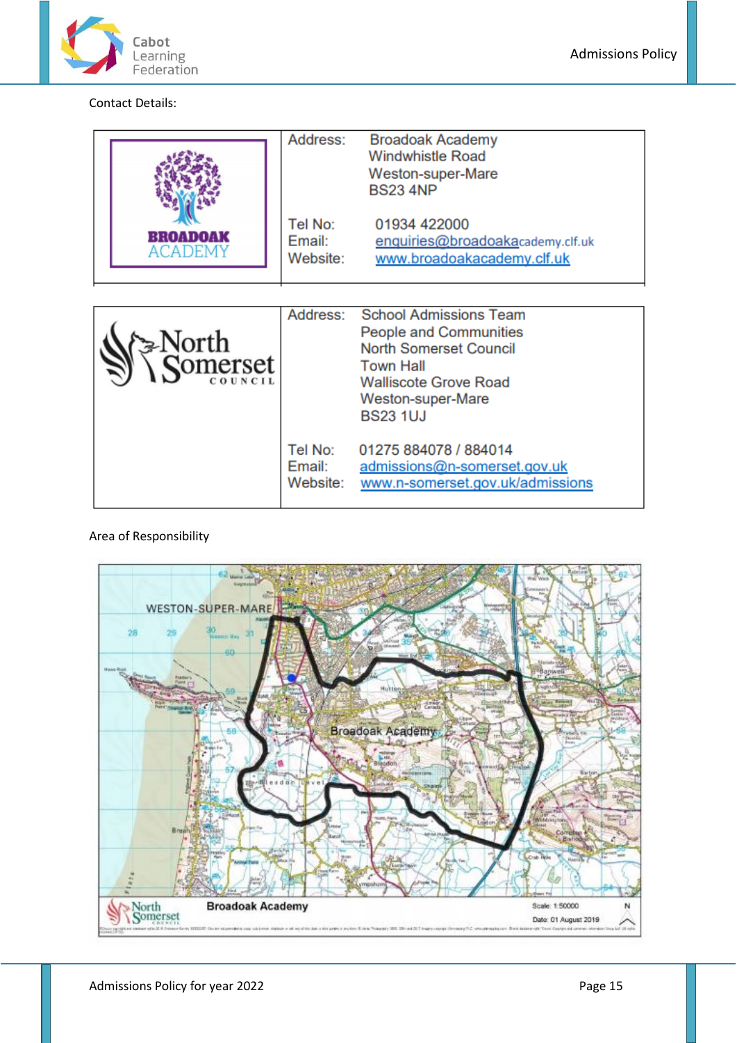Contact Details:

| | |
|---|---|
| BROADOAK ACADEMY | Address: Broadoak Academy<br>Windwhistle Road<br>Weston-super-Mare<br>BS23 4NP<br><br>Tel No: 01934 422000<br>Email: enquiries@broadoakacademy.clf.uk<br>Website: www.broadoakacademy.clf.uk |

| | |
|---|---|
| North Somerset COUNCIL | Address: School Admissions Team<br>People and Communities<br>North Somerset Council<br>Town Hall<br>Walliscote Grove Road<br>Weston-super-Mare<br>BS23 1UJ<br><br>Tel No: 01275 884078 / 884014<br>Email: admissions@n-somerset.gov.uk<br>Website: www.n-somerset.gov.uk/admissions |

Area of Responsibility

WESTON-SUPER-MARE

Broadoak Academy

North Somerset COUNCIL

Broadoak Academy

Scale: 1:50000

Date: 01 August 2019

N